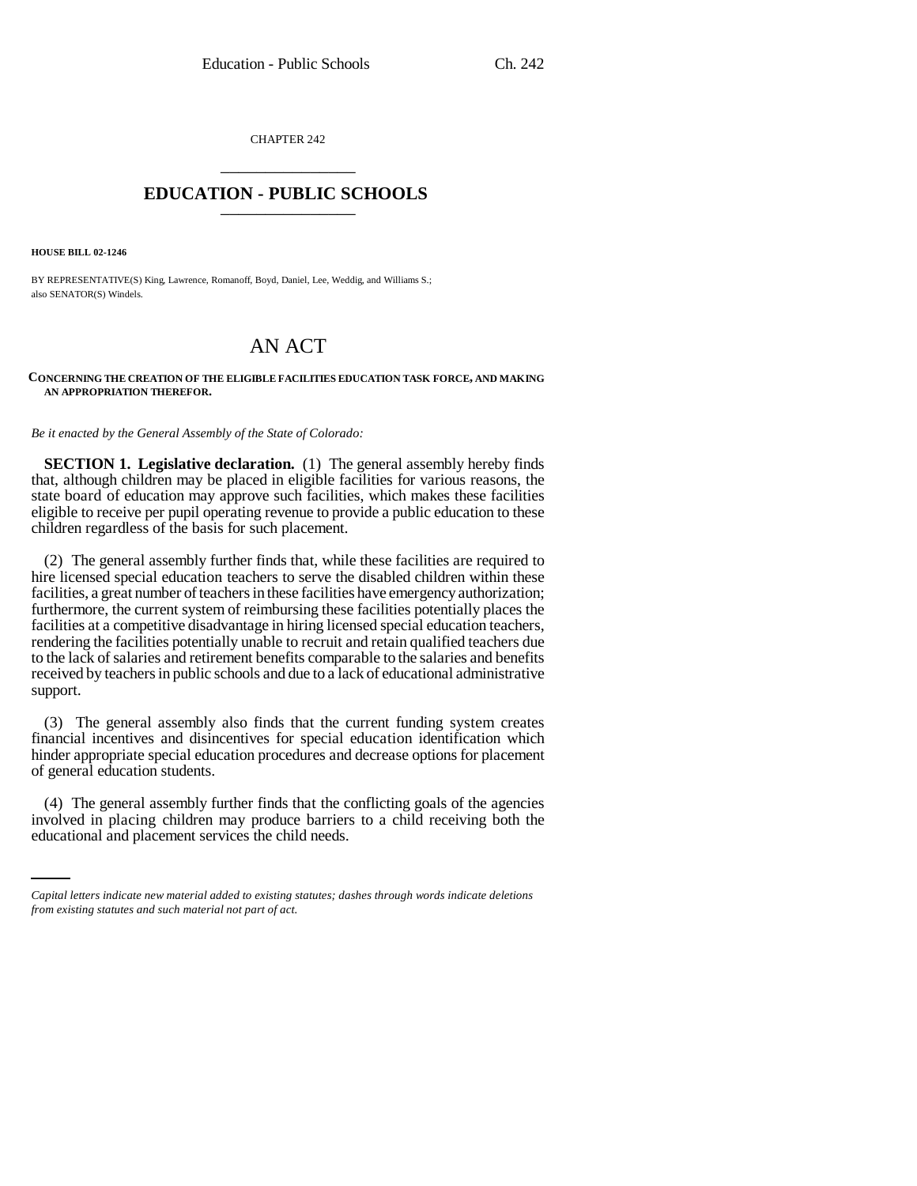CHAPTER 242

# EDUCATION - PUBLIC SCHOOLS

**HOUSE BILL 02-1246**

BY REPRESENTATIVE(S) King, Lawrence, Romanoff, Boyd, Daniel, Lee, Weddig, and Williams S.; also SENATOR(S) Windels.

# AN ACT

**CONCERNING THE CREATION OF THE ELIGIBLE FACILITIES EDUCATION TASK FORCE, AND MAKING AN APPROPRIATION THEREFOR.**

*Be it enacted by the General Assembly of the State of Colorado:*

**SECTION 1. Legislative declaration.** (1) The general assembly hereby finds that, although children may be placed in eligible facilities for various reasons, the state board of education may approve such facilities, which makes these facilities eligible to receive per pupil operating revenue to provide a public education to these children regardless of the basis for such placement.

(2) The general assembly further finds that, while these facilities are required to hire licensed special education teachers to serve the disabled children within these facilities, a great number of teachers in these facilities have emergency authorization; furthermore, the current system of reimbursing these facilities potentially places the facilities at a competitive disadvantage in hiring licensed special education teachers, rendering the facilities potentially unable to recruit and retain qualified teachers due to the lack of salaries and retirement benefits comparable to the salaries and benefits received by teachers in public schools and due to a lack of educational administrative support.

(3) The general assembly also finds that the current funding system creates financial incentives and disincentives for special education identification which hinder appropriate special education procedures and decrease options for placement of general education students.

(4) The general assembly further finds that the conflicting goals of the agencies involved in placing children may produce barriers to a child receiving both the educational and placement services the child needs.

*Capital letters indicate new material added to existing statutes; dashes through words indicate deletions from existing statutes and such material not part of act.*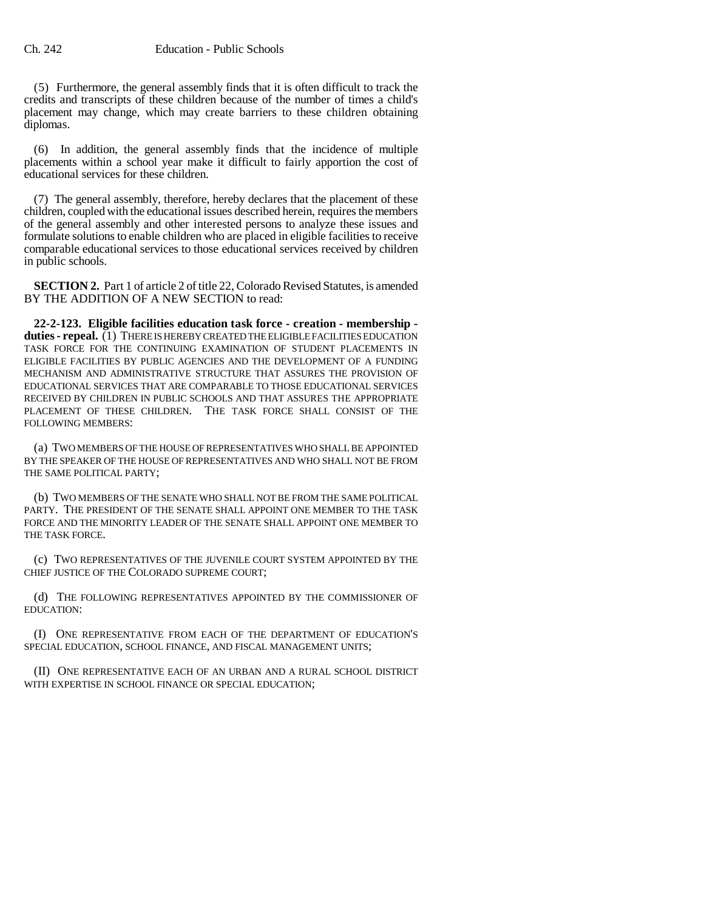(5) Furthermore, the general assembly finds that it is often difficult to track the credits and transcripts of these children because of the number of times a child's placement may change, which may create barriers to these children obtaining diplomas.

(6) In addition, the general assembly finds that the incidence of multiple placements within a school year make it difficult to fairly apportion the cost of educational services for these children.

(7) The general assembly, therefore, hereby declares that the placement of these children, coupled with the educational issues described herein, requires the members of the general assembly and other interested persons to analyze these issues and formulate solutions to enable children who are placed in eligible facilities to receive comparable educational services to those educational services received by children in public schools.

**SECTION 2.** Part 1 of article 2 of title 22, Colorado Revised Statutes, is amended BY THE ADDITION OF A NEW SECTION to read:

**22-2-123. Eligible facilities education task force - creation - membership - duties - repeal.** (1) THERE IS HEREBY CREATED THE ELIGIBLE FACILITIES EDUCATION TASK FORCE FOR THE CONTINUING EXAMINATION OF STUDENT PLACEMENTS IN ELIGIBLE FACILITIES BY PUBLIC AGENCIES AND THE DEVELOPMENT OF A FUNDING MECHANISM AND ADMINISTRATIVE STRUCTURE THAT ASSURES THE PROVISION OF EDUCATIONAL SERVICES THAT ARE COMPARABLE TO THOSE EDUCATIONAL SERVICES RECEIVED BY CHILDREN IN PUBLIC SCHOOLS AND THAT ASSURES THE APPROPRIATE PLACEMENT OF THESE CHILDREN. THE TASK FORCE SHALL CONSIST OF THE FOLLOWING MEMBERS:

(a) TWO MEMBERS OF THE HOUSE OF REPRESENTATIVES WHO SHALL BE APPOINTED BY THE SPEAKER OF THE HOUSE OF REPRESENTATIVES AND WHO SHALL NOT BE FROM THE SAME POLITICAL PARTY;

(b) TWO MEMBERS OF THE SENATE WHO SHALL NOT BE FROM THE SAME POLITICAL PARTY. THE PRESIDENT OF THE SENATE SHALL APPOINT ONE MEMBER TO THE TASK FORCE AND THE MINORITY LEADER OF THE SENATE SHALL APPOINT ONE MEMBER TO THE TASK FORCE.

(c) TWO REPRESENTATIVES OF THE JUVENILE COURT SYSTEM APPOINTED BY THE CHIEF JUSTICE OF THE COLORADO SUPREME COURT;

(d) THE FOLLOWING REPRESENTATIVES APPOINTED BY THE COMMISSIONER OF EDUCATION:

(I) ONE REPRESENTATIVE FROM EACH OF THE DEPARTMENT OF EDUCATION'S SPECIAL EDUCATION, SCHOOL FINANCE, AND FISCAL MANAGEMENT UNITS;

(II) ONE REPRESENTATIVE EACH OF AN URBAN AND A RURAL SCHOOL DISTRICT WITH EXPERTISE IN SCHOOL FINANCE OR SPECIAL EDUCATION;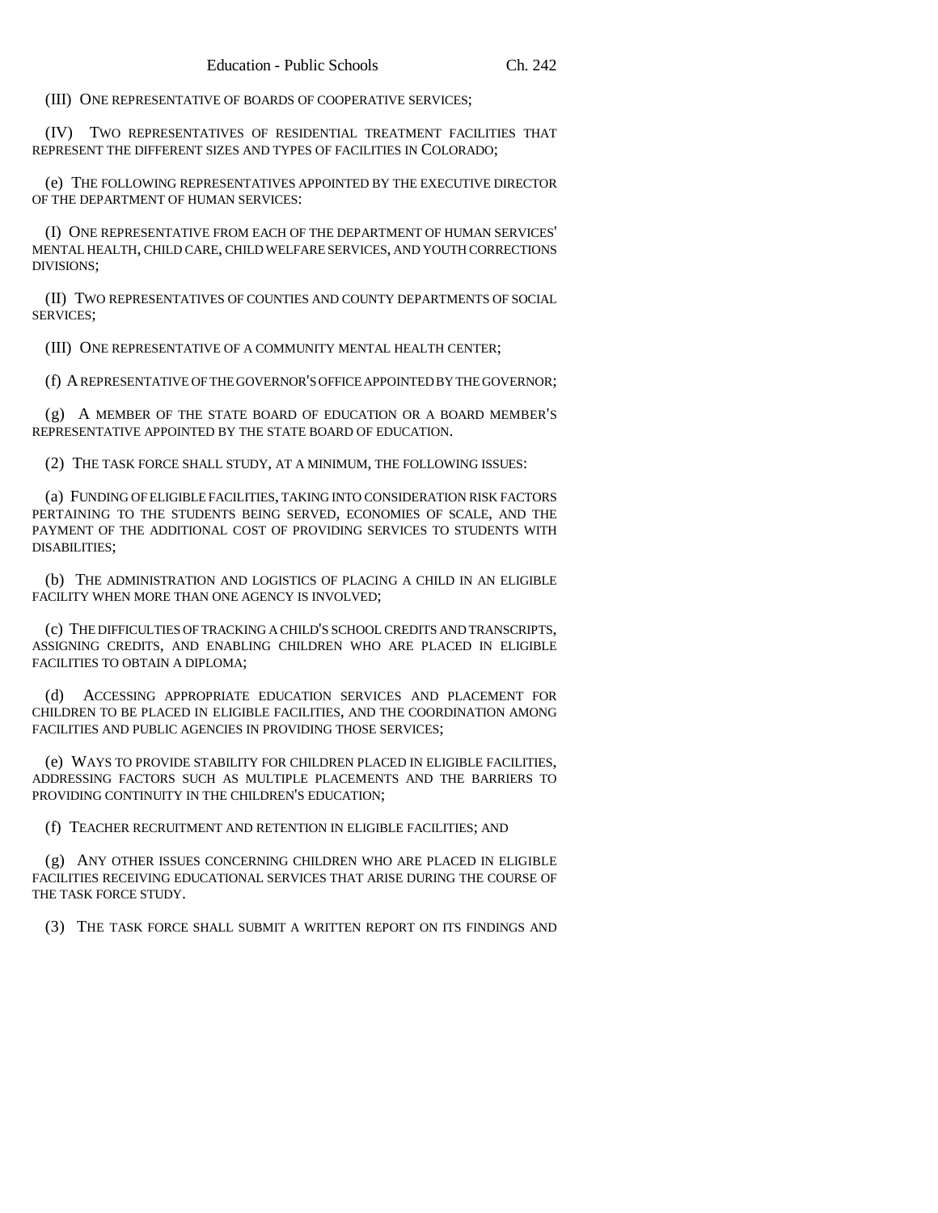(III) ONE REPRESENTATIVE OF BOARDS OF COOPERATIVE SERVICES;

(IV) TWO REPRESENTATIVES OF RESIDENTIAL TREATMENT FACILITIES THAT REPRESENT THE DIFFERENT SIZES AND TYPES OF FACILITIES IN COLORADO;

(e) THE FOLLOWING REPRESENTATIVES APPOINTED BY THE EXECUTIVE DIRECTOR OF THE DEPARTMENT OF HUMAN SERVICES:

(I) ONE REPRESENTATIVE FROM EACH OF THE DEPARTMENT OF HUMAN SERVICES' MENTAL HEALTH, CHILD CARE, CHILD WELFARE SERVICES, AND YOUTH CORRECTIONS DIVISIONS;

(II) TWO REPRESENTATIVES OF COUNTIES AND COUNTY DEPARTMENTS OF SOCIAL SERVICES;

(III) ONE REPRESENTATIVE OF A COMMUNITY MENTAL HEALTH CENTER;

(f) A REPRESENTATIVE OF THE GOVERNOR'S OFFICE APPOINTED BY THE GOVERNOR;

(g) A MEMBER OF THE STATE BOARD OF EDUCATION OR A BOARD MEMBER'S REPRESENTATIVE APPOINTED BY THE STATE BOARD OF EDUCATION.

(2) THE TASK FORCE SHALL STUDY, AT A MINIMUM, THE FOLLOWING ISSUES:

(a) FUNDING OF ELIGIBLE FACILITIES, TAKING INTO CONSIDERATION RISK FACTORS PERTAINING TO THE STUDENTS BEING SERVED, ECONOMIES OF SCALE, AND THE PAYMENT OF THE ADDITIONAL COST OF PROVIDING SERVICES TO STUDENTS WITH DISABILITIES;

(b) THE ADMINISTRATION AND LOGISTICS OF PLACING A CHILD IN AN ELIGIBLE FACILITY WHEN MORE THAN ONE AGENCY IS INVOLVED;

(c) THE DIFFICULTIES OF TRACKING A CHILD'S SCHOOL CREDITS AND TRANSCRIPTS, ASSIGNING CREDITS, AND ENABLING CHILDREN WHO ARE PLACED IN ELIGIBLE FACILITIES TO OBTAIN A DIPLOMA;

(d) ACCESSING APPROPRIATE EDUCATION SERVICES AND PLACEMENT FOR CHILDREN TO BE PLACED IN ELIGIBLE FACILITIES, AND THE COORDINATION AMONG FACILITIES AND PUBLIC AGENCIES IN PROVIDING THOSE SERVICES;

(e) WAYS TO PROVIDE STABILITY FOR CHILDREN PLACED IN ELIGIBLE FACILITIES, ADDRESSING FACTORS SUCH AS MULTIPLE PLACEMENTS AND THE BARRIERS TO PROVIDING CONTINUITY IN THE CHILDREN'S EDUCATION;

(f) TEACHER RECRUITMENT AND RETENTION IN ELIGIBLE FACILITIES; AND

(g) ANY OTHER ISSUES CONCERNING CHILDREN WHO ARE PLACED IN ELIGIBLE FACILITIES RECEIVING EDUCATIONAL SERVICES THAT ARISE DURING THE COURSE OF THE TASK FORCE STUDY.

(3) THE TASK FORCE SHALL SUBMIT A WRITTEN REPORT ON ITS FINDINGS AND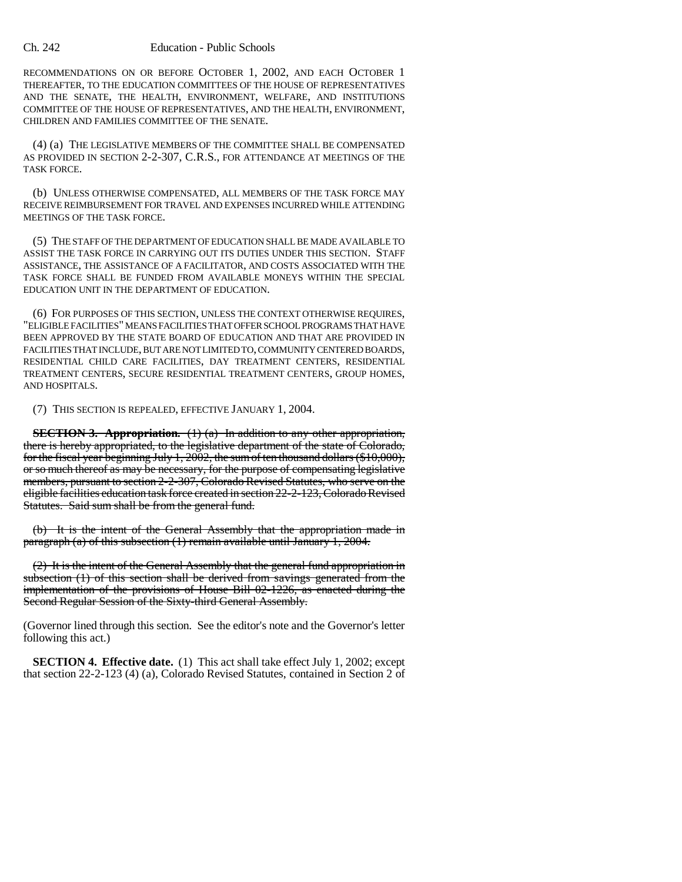RECOMMENDATIONS ON OR BEFORE OCTOBER 1, 2002, AND EACH OCTOBER 1 THEREAFTER, TO THE EDUCATION COMMITTEES OF THE HOUSE OF REPRESENTATIVES AND THE SENATE, THE HEALTH, ENVIRONMENT, WELFARE, AND INSTITUTIONS COMMITTEE OF THE HOUSE OF REPRESENTATIVES, AND THE HEALTH, ENVIRONMENT, CHILDREN AND FAMILIES COMMITTEE OF THE SENATE.

(4) (a) THE LEGISLATIVE MEMBERS OF THE COMMITTEE SHALL BE COMPENSATED AS PROVIDED IN SECTION 2-2-307, C.R.S., FOR ATTENDANCE AT MEETINGS OF THE TASK FORCE.

(b) UNLESS OTHERWISE COMPENSATED, ALL MEMBERS OF THE TASK FORCE MAY RECEIVE REIMBURSEMENT FOR TRAVEL AND EXPENSES INCURRED WHILE ATTENDING MEETINGS OF THE TASK FORCE.

(5) THE STAFF OF THE DEPARTMENT OF EDUCATION SHALL BE MADE AVAILABLE TO ASSIST THE TASK FORCE IN CARRYING OUT ITS DUTIES UNDER THIS SECTION. STAFF ASSISTANCE, THE ASSISTANCE OF A FACILITATOR, AND COSTS ASSOCIATED WITH THE TASK FORCE SHALL BE FUNDED FROM AVAILABLE MONEYS WITHIN THE SPECIAL EDUCATION UNIT IN THE DEPARTMENT OF EDUCATION.

(6) FOR PURPOSES OF THIS SECTION, UNLESS THE CONTEXT OTHERWISE REQUIRES, "ELIGIBLE FACILITIES" MEANS FACILITIES THAT OFFER SCHOOL PROGRAMS THAT HAVE BEEN APPROVED BY THE STATE BOARD OF EDUCATION AND THAT ARE PROVIDED IN FACILITIES THAT INCLUDE, BUT ARE NOT LIMITED TO, COMMUNITY CENTERED BOARDS, RESIDENTIAL CHILD CARE FACILITIES, DAY TREATMENT CENTERS, RESIDENTIAL TREATMENT CENTERS, SECURE RESIDENTIAL TREATMENT CENTERS, GROUP HOMES, AND HOSPITALS.

(7) THIS SECTION IS REPEALED, EFFECTIVE JANUARY 1, 2004.

~~**SECTION 3. Appropriation.** (1) (a) In addition to any other appropriation, there is hereby appropriated, to the legislative department of the state of Colorado, for the fiscal year beginning July 1, 2002, the sum of ten thousand dollars ($10,000), or so much thereof as may be necessary, for the purpose of compensating legislative members, pursuant to section 2-2-307, Colorado Revised Statutes, who serve on the eligible facilities education task force created in section 22-2-123, Colorado Revised Statutes. Said sum shall be from the general fund.~~

~~(b) It is the intent of the General Assembly that the appropriation made in paragraph (a) of this subsection (1) remain available until January 1, 2004.~~

~~(2) It is the intent of the General Assembly that the general fund appropriation in subsection (1) of this section shall be derived from savings generated from the implementation of the provisions of House Bill 02-1226, as enacted during the Second Regular Session of the Sixty-third General Assembly.~~

(Governor lined through this section. See the editor's note and the Governor's letter following this act.)

**SECTION 4. Effective date.** (1) This act shall take effect July 1, 2002; except that section 22-2-123 (4) (a), Colorado Revised Statutes, contained in Section 2 of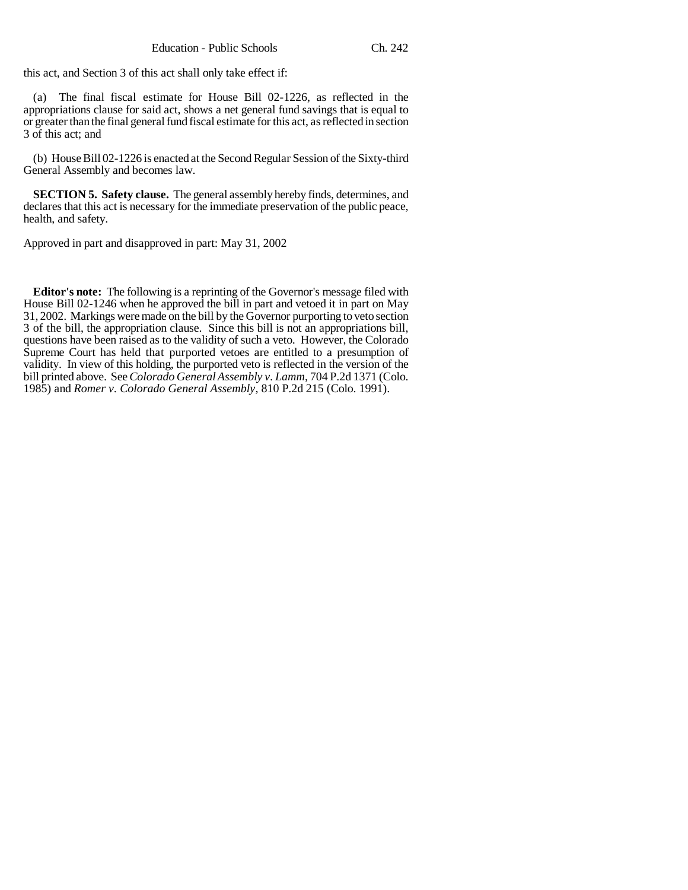this act, and Section 3 of this act shall only take effect if:

(a) The final fiscal estimate for House Bill 02-1226, as reflected in the appropriations clause for said act, shows a net general fund savings that is equal to or greater than the final general fund fiscal estimate for this act, as reflected in section 3 of this act; and

(b) House Bill 02-1226 is enacted at the Second Regular Session of the Sixty-third General Assembly and becomes law.

**SECTION 5. Safety clause.** The general assembly hereby finds, determines, and declares that this act is necessary for the immediate preservation of the public peace, health, and safety.

Approved in part and disapproved in part: May 31, 2002

**Editor's note:** The following is a reprinting of the Governor's message filed with House Bill 02-1246 when he approved the bill in part and vetoed it in part on May 31, 2002. Markings were made on the bill by the Governor purporting to veto section 3 of the bill, the appropriation clause. Since this bill is not an appropriations bill, questions have been raised as to the validity of such a veto. However, the Colorado Supreme Court has held that purported vetoes are entitled to a presumption of validity. In view of this holding, the purported veto is reflected in the version of the bill printed above. See *Colorado General Assembly v. Lamm*, 704 P.2d 1371 (Colo. 1985) and *Romer v. Colorado General Assembly*, 810 P.2d 215 (Colo. 1991).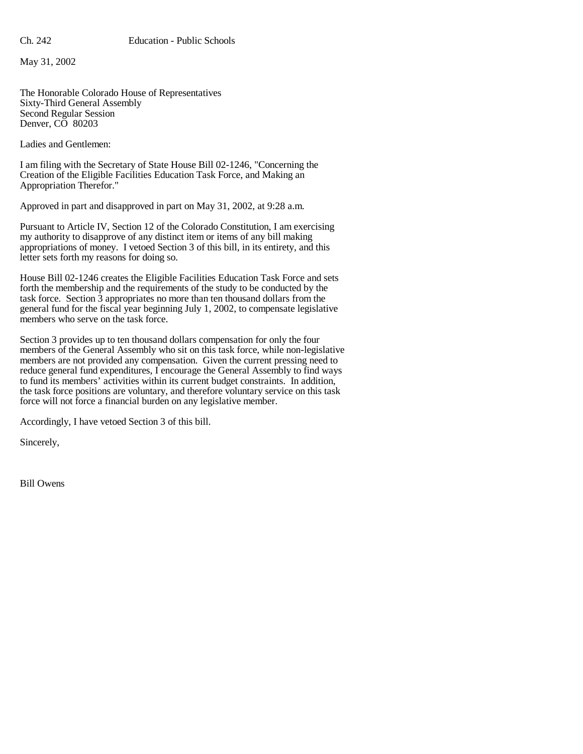May 31, 2002

The Honorable Colorado House of Representatives
Sixty-Third General Assembly
Second Regular Session
Denver, CO 80203

Ladies and Gentlemen:

I am filing with the Secretary of State House Bill 02-1246, "Concerning the Creation of the Eligible Facilities Education Task Force, and Making an Appropriation Therefor."

Approved in part and disapproved in part on May 31, 2002, at 9:28 a.m.

Pursuant to Article IV, Section 12 of the Colorado Constitution, I am exercising my authority to disapprove of any distinct item or items of any bill making appropriations of money. I vetoed Section 3 of this bill, in its entirety, and this letter sets forth my reasons for doing so.

House Bill 02-1246 creates the Eligible Facilities Education Task Force and sets forth the membership and the requirements of the study to be conducted by the task force. Section 3 appropriates no more than ten thousand dollars from the general fund for the fiscal year beginning July 1, 2002, to compensate legislative members who serve on the task force.

Section 3 provides up to ten thousand dollars compensation for only the four members of the General Assembly who sit on this task force, while non-legislative members are not provided any compensation. Given the current pressing need to reduce general fund expenditures, I encourage the General Assembly to find ways to fund its members' activities within its current budget constraints. In addition, the task force positions are voluntary, and therefore voluntary service on this task force will not force a financial burden on any legislative member.

Accordingly, I have vetoed Section 3 of this bill.

Sincerely,

Bill Owens